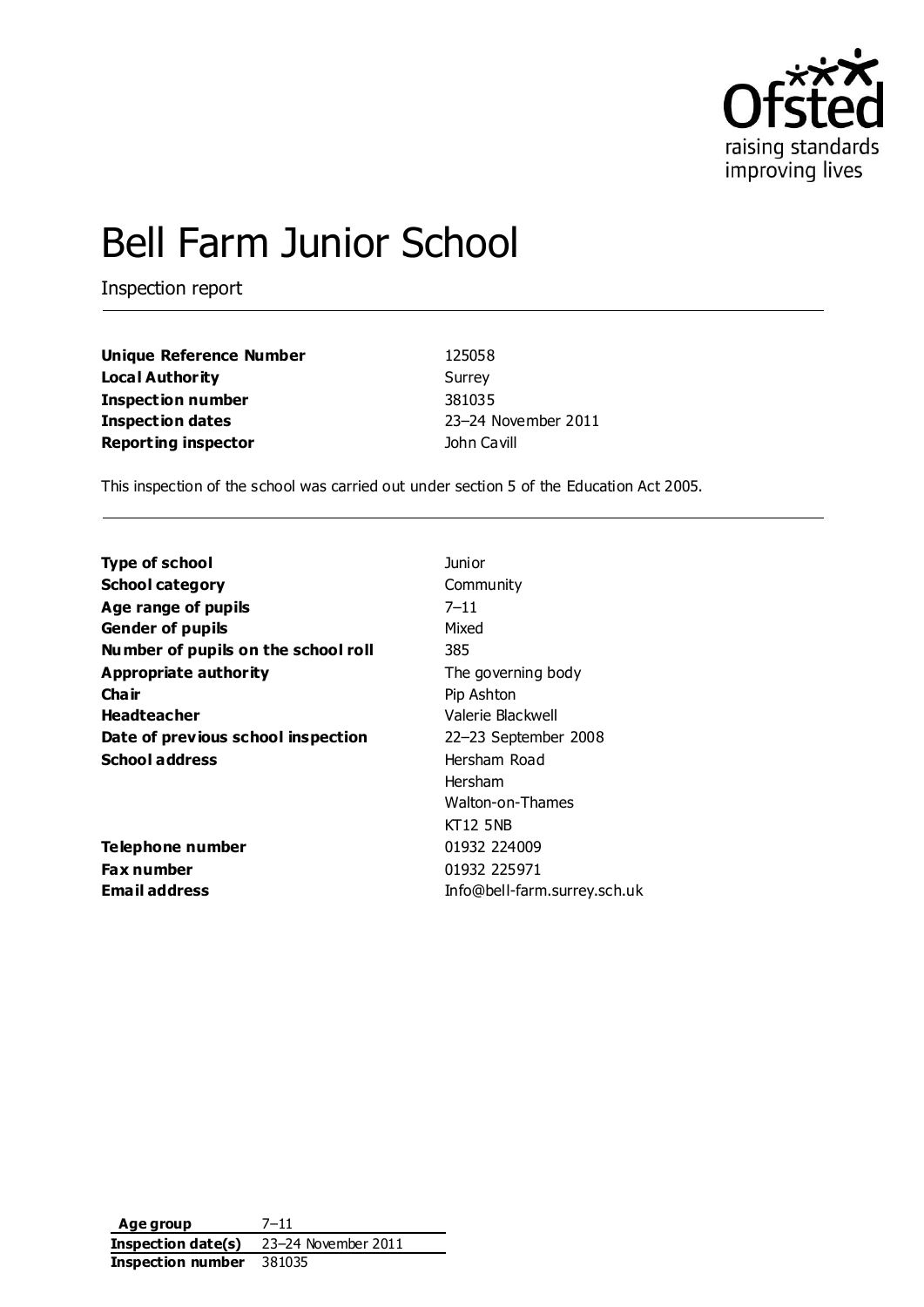# Bell Farm Junior School

Inspection report

| | |
|---|---|
| **Unique Reference Number** | 125058 |
| **Local Authority** | Surrey |
| **Inspection number** | 381035 |
| **Inspection dates** | 23–24 November 2011 |
| **Reporting inspector** | John Cavill |

This inspection of the school was carried out under section 5 of the Education Act 2005.

| | |
|---|---|
| **Type of school** | Junior |
| **School category** | Community |
| **Age range of pupils** | 7–11 |
| **Gender of pupils** | Mixed |
| **Number of pupils on the school roll** | 385 |
| **Appropriate authority** | The governing body |
| **Chair** | Pip Ashton |
| **Headteacher** | Valerie Blackwell |
| **Date of previous school inspection** | 22–23 September 2008 |
| **School address** | Hersham Road<br>Hersham<br>Walton-on-Thames<br>KT12 5NB |
| **Telephone number** | 01932 224009 |
| **Fax number** | 01932 225971 |
| **Email address** | Info@bell-farm.surrey.sch.uk |

| | |
|---|---|
| **Age group** | 7–11 |
| **Inspection date(s)** | 23–24 November 2011 |
| **Inspection number** | 381035 |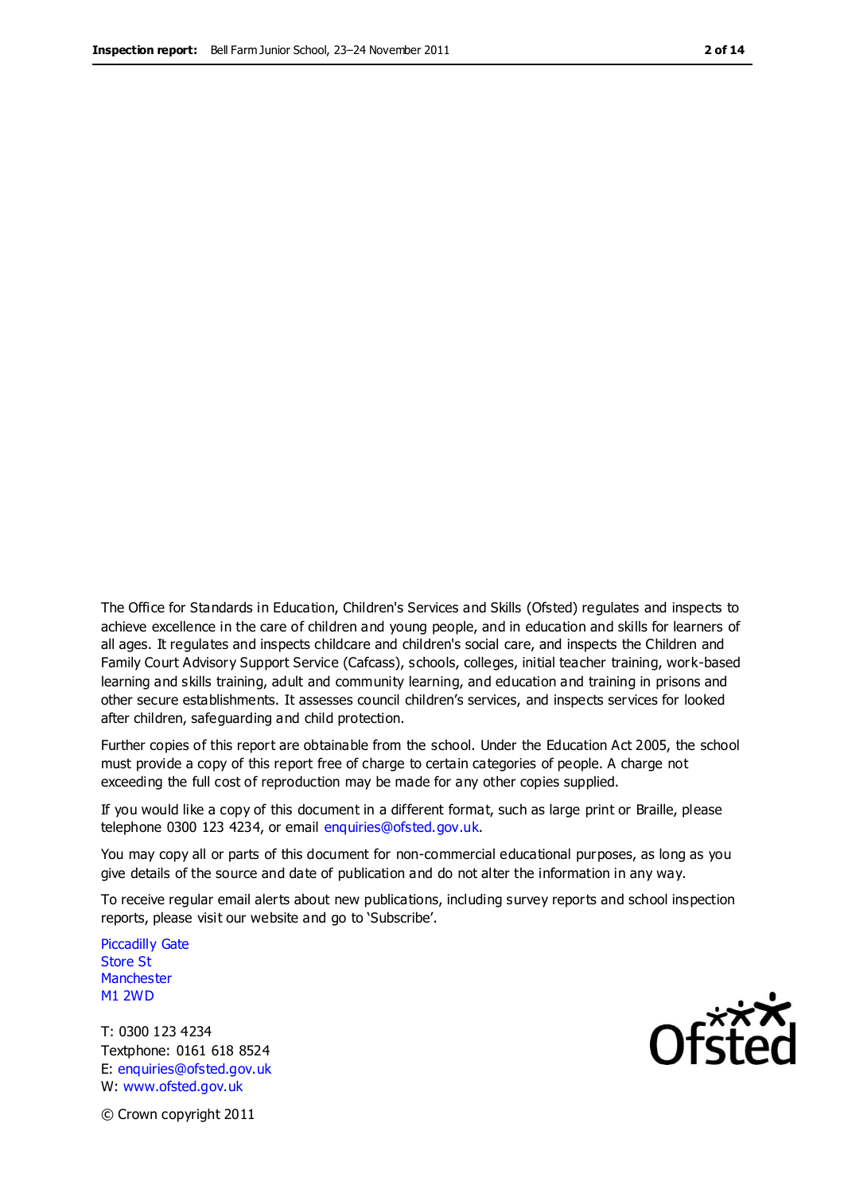The Office for Standards in Education, Children's Services and Skills (Ofsted) regulates and inspects to achieve excellence in the care of children and young people, and in education and skills for learners of all ages. It regulates and inspects childcare and children's social care, and inspects the Children and Family Court Advisory Support Service (Cafcass), schools, colleges, initial teacher training, work-based learning and skills training, adult and community learning, and education and training in prisons and other secure establishments. It assesses council children's services, and inspects services for looked after children, safeguarding and child protection.

Further copies of this report are obtainable from the school. Under the Education Act 2005, the school must provide a copy of this report free of charge to certain categories of people. A charge not exceeding the full cost of reproduction may be made for any other copies supplied.

If you would like a copy of this document in a different format, such as large print or Braille, please telephone 0300 123 4234, or email enquiries@ofsted.gov.uk.

You may copy all or parts of this document for non-commercial educational purposes, as long as you give details of the source and date of publication and do not alter the information in any way.

To receive regular email alerts about new publications, including survey reports and school inspection reports, please visit our website and go to 'Subscribe'.

Piccadilly Gate
Store St
Manchester
M1 2WD

T: 0300 123 4234
Textphone: 0161 618 8524
E: enquiries@ofsted.gov.uk
W: www.ofsted.gov.uk

© Crown copyright 2011

Ofsted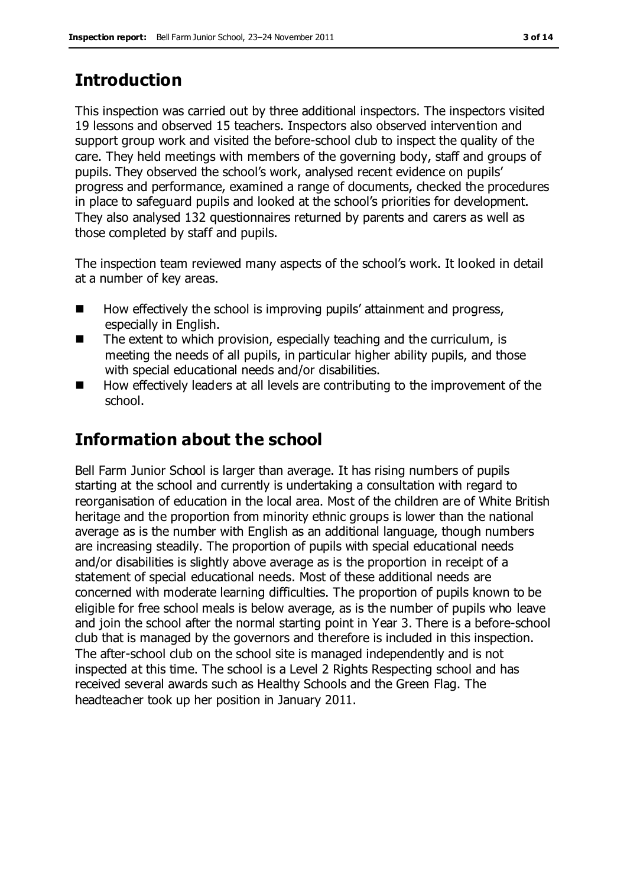## Introduction

This inspection was carried out by three additional inspectors. The inspectors visited 19 lessons and observed 15 teachers. Inspectors also observed intervention and support group work and visited the before-school club to inspect the quality of the care. They held meetings with members of the governing body, staff and groups of pupils. They observed the school's work, analysed recent evidence on pupils' progress and performance, examined a range of documents, checked the procedures in place to safeguard pupils and looked at the school's priorities for development. They also analysed 132 questionnaires returned by parents and carers as well as those completed by staff and pupils.

The inspection team reviewed many aspects of the school's work. It looked in detail at a number of key areas.

- How effectively the school is improving pupils' attainment and progress, especially in English.
- The extent to which provision, especially teaching and the curriculum, is meeting the needs of all pupils, in particular higher ability pupils, and those with special educational needs and/or disabilities.
- How effectively leaders at all levels are contributing to the improvement of the school.

## Information about the school

Bell Farm Junior School is larger than average. It has rising numbers of pupils starting at the school and currently is undertaking a consultation with regard to reorganisation of education in the local area. Most of the children are of White British heritage and the proportion from minority ethnic groups is lower than the national average as is the number with English as an additional language, though numbers are increasing steadily. The proportion of pupils with special educational needs and/or disabilities is slightly above average as is the proportion in receipt of a statement of special educational needs. Most of these additional needs are concerned with moderate learning difficulties. The proportion of pupils known to be eligible for free school meals is below average, as is the number of pupils who leave and join the school after the normal starting point in Year 3. There is a before-school club that is managed by the governors and therefore is included in this inspection. The after-school club on the school site is managed independently and is not inspected at this time. The school is a Level 2 Rights Respecting school and has received several awards such as Healthy Schools and the Green Flag. The headteacher took up her position in January 2011.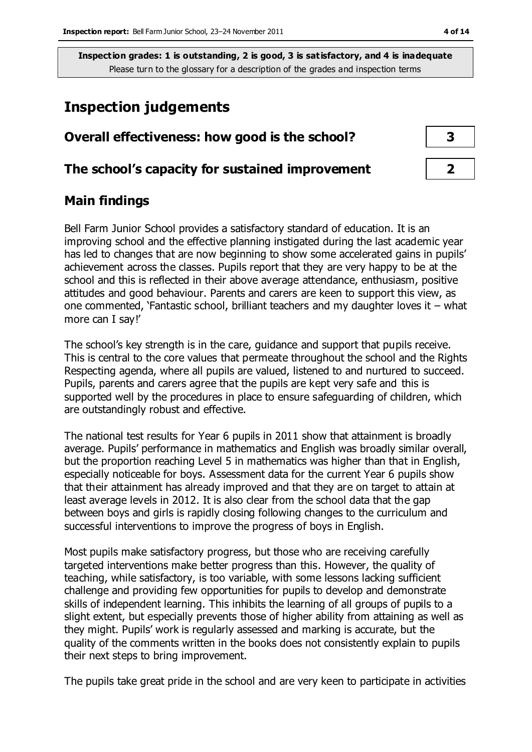**Inspection grades: 1 is outstanding, 2 is good, 3 is satisfactory, and 4 is inadequate**
Please turn to the glossary for a description of the grades and inspection terms

# Inspection judgements

| | |
|---|---|
| **Overall effectiveness: how good is the school?** | **3** |
| **The school's capacity for sustained improvement** | **2** |

## Main findings

Bell Farm Junior School provides a satisfactory standard of education. It is an improving school and the effective planning instigated during the last academic year has led to changes that are now beginning to show some accelerated gains in pupils' achievement across the classes. Pupils report that they are very happy to be at the school and this is reflected in their above average attendance, enthusiasm, positive attitudes and good behaviour. Parents and carers are keen to support this view, as one commented, 'Fantastic school, brilliant teachers and my daughter loves it – what more can I say!'

The school's key strength is in the care, guidance and support that pupils receive. This is central to the core values that permeate throughout the school and the Rights Respecting agenda, where all pupils are valued, listened to and nurtured to succeed. Pupils, parents and carers agree that the pupils are kept very safe and this is supported well by the procedures in place to ensure safeguarding of children, which are outstandingly robust and effective.

The national test results for Year 6 pupils in 2011 show that attainment is broadly average. Pupils' performance in mathematics and English was broadly similar overall, but the proportion reaching Level 5 in mathematics was higher than that in English, especially noticeable for boys. Assessment data for the current Year 6 pupils show that their attainment has already improved and that they are on target to attain at least average levels in 2012. It is also clear from the school data that the gap between boys and girls is rapidly closing following changes to the curriculum and successful interventions to improve the progress of boys in English.

Most pupils make satisfactory progress, but those who are receiving carefully targeted interventions make better progress than this. However, the quality of teaching, while satisfactory, is too variable, with some lessons lacking sufficient challenge and providing few opportunities for pupils to develop and demonstrate skills of independent learning. This inhibits the learning of all groups of pupils to a slight extent, but especially prevents those of higher ability from attaining as well as they might. Pupils' work is regularly assessed and marking is accurate, but the quality of the comments written in the books does not consistently explain to pupils their next steps to bring improvement.

The pupils take great pride in the school and are very keen to participate in activities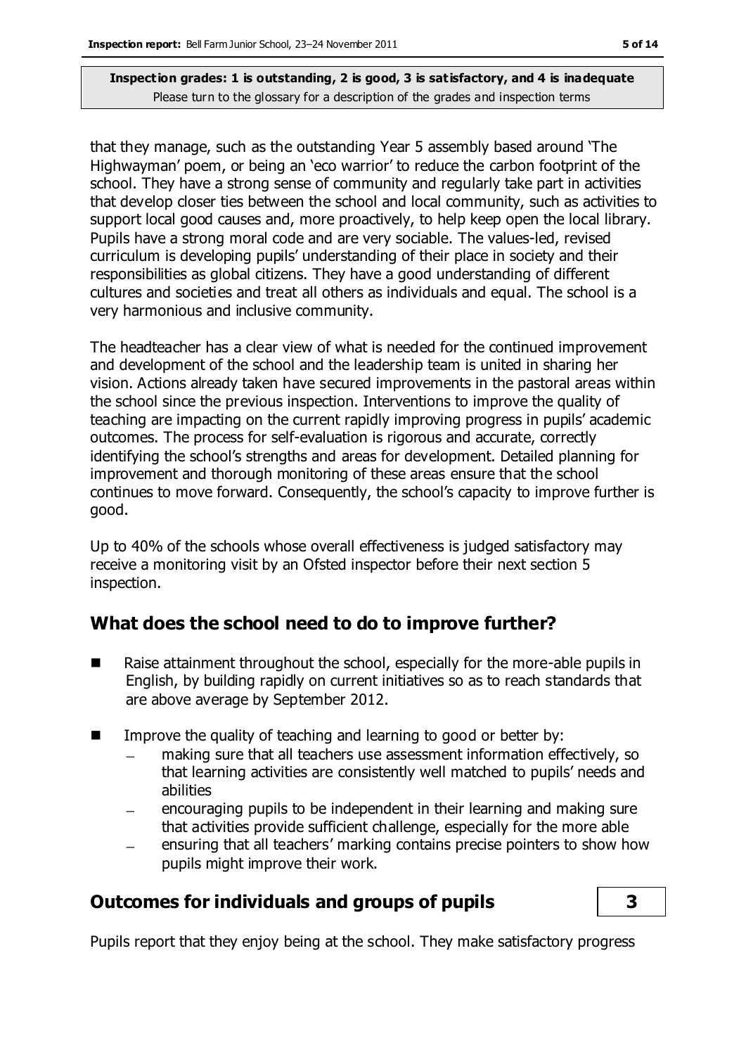that they manage, such as the outstanding Year 5 assembly based around 'The Highwayman' poem, or being an 'eco warrior' to reduce the carbon footprint of the school. They have a strong sense of community and regularly take part in activities that develop closer ties between the school and local community, such as activities to support local good causes and, more proactively, to help keep open the local library. Pupils have a strong moral code and are very sociable. The values-led, revised curriculum is developing pupils' understanding of their place in society and their responsibilities as global citizens. They have a good understanding of different cultures and societies and treat all others as individuals and equal. The school is a very harmonious and inclusive community.

The headteacher has a clear view of what is needed for the continued improvement and development of the school and the leadership team is united in sharing her vision. Actions already taken have secured improvements in the pastoral areas within the school since the previous inspection. Interventions to improve the quality of teaching are impacting on the current rapidly improving progress in pupils' academic outcomes. The process for self-evaluation is rigorous and accurate, correctly identifying the school's strengths and areas for development. Detailed planning for improvement and thorough monitoring of these areas ensure that the school continues to move forward. Consequently, the school's capacity to improve further is good.

Up to 40% of the schools whose overall effectiveness is judged satisfactory may receive a monitoring visit by an Ofsted inspector before their next section 5 inspection.

## What does the school need to do to improve further?

- Raise attainment throughout the school, especially for the more-able pupils in English, by building rapidly on current initiatives so as to reach standards that are above average by September 2012.
- Improve the quality of teaching and learning to good or better by:
  - making sure that all teachers use assessment information effectively, so that learning activities are consistently well matched to pupils' needs and abilities
  - encouraging pupils to be independent in their learning and making sure that activities provide sufficient challenge, especially for the more able
  - ensuring that all teachers' marking contains precise pointers to show how pupils might improve their work.

## Outcomes for individuals and groups of pupils — 3

Pupils report that they enjoy being at the school. They make satisfactory progress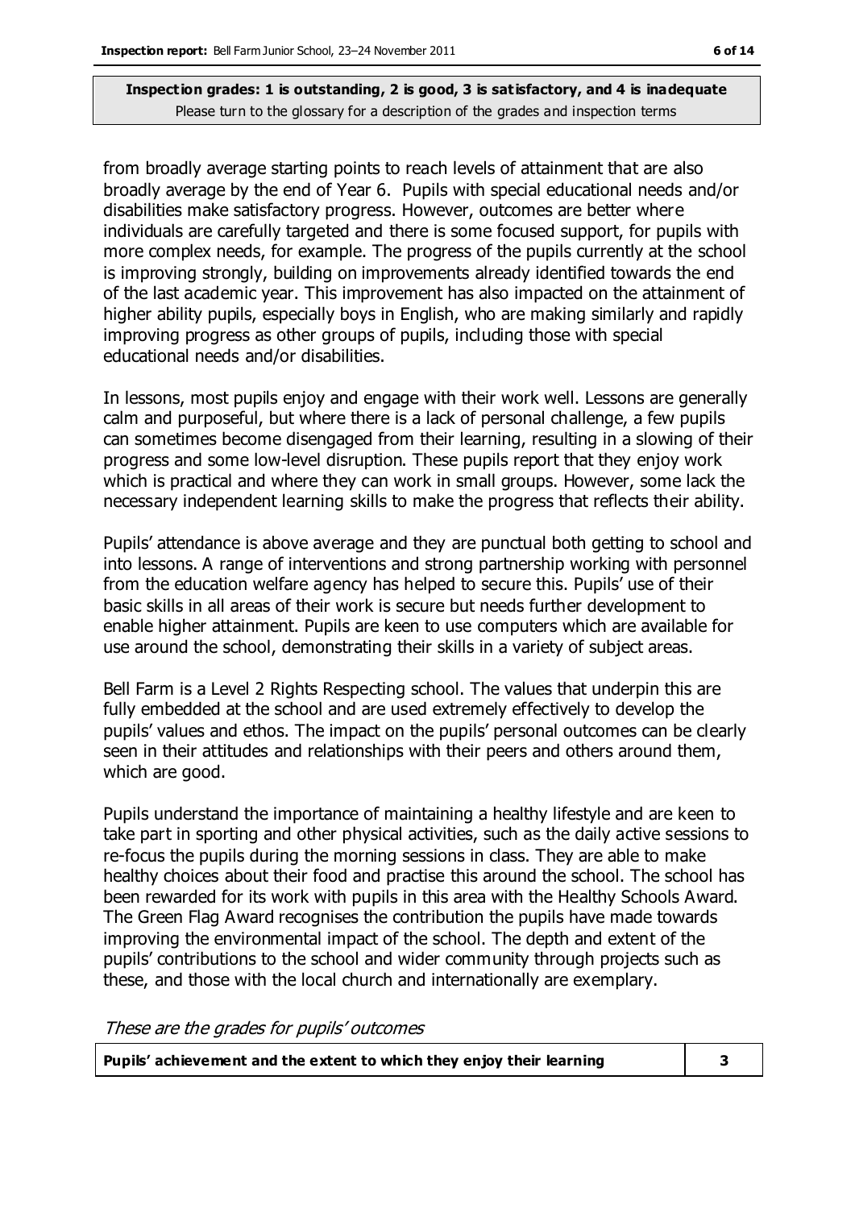**Inspection grades: 1 is outstanding, 2 is good, 3 is satisfactory, and 4 is inadequate**
Please turn to the glossary for a description of the grades and inspection terms

from broadly average starting points to reach levels of attainment that are also broadly average by the end of Year 6. Pupils with special educational needs and/or disabilities make satisfactory progress. However, outcomes are better where individuals are carefully targeted and there is some focused support, for pupils with more complex needs, for example. The progress of the pupils currently at the school is improving strongly, building on improvements already identified towards the end of the last academic year. This improvement has also impacted on the attainment of higher ability pupils, especially boys in English, who are making similarly and rapidly improving progress as other groups of pupils, including those with special educational needs and/or disabilities.

In lessons, most pupils enjoy and engage with their work well. Lessons are generally calm and purposeful, but where there is a lack of personal challenge, a few pupils can sometimes become disengaged from their learning, resulting in a slowing of their progress and some low-level disruption. These pupils report that they enjoy work which is practical and where they can work in small groups. However, some lack the necessary independent learning skills to make the progress that reflects their ability.

Pupils' attendance is above average and they are punctual both getting to school and into lessons. A range of interventions and strong partnership working with personnel from the education welfare agency has helped to secure this. Pupils' use of their basic skills in all areas of their work is secure but needs further development to enable higher attainment. Pupils are keen to use computers which are available for use around the school, demonstrating their skills in a variety of subject areas.

Bell Farm is a Level 2 Rights Respecting school. The values that underpin this are fully embedded at the school and are used extremely effectively to develop the pupils' values and ethos. The impact on the pupils' personal outcomes can be clearly seen in their attitudes and relationships with their peers and others around them, which are good.

Pupils understand the importance of maintaining a healthy lifestyle and are keen to take part in sporting and other physical activities, such as the daily active sessions to re-focus the pupils during the morning sessions in class. They are able to make healthy choices about their food and practise this around the school. The school has been rewarded for its work with pupils in this area with the Healthy Schools Award. The Green Flag Award recognises the contribution the pupils have made towards improving the environmental impact of the school. The depth and extent of the pupils' contributions to the school and wider community through projects such as these, and those with the local church and internationally are exemplary.

*These are the grades for pupils' outcomes*

| Pupils' achievement and the extent to which they enjoy their learning | 3 |
|---|---|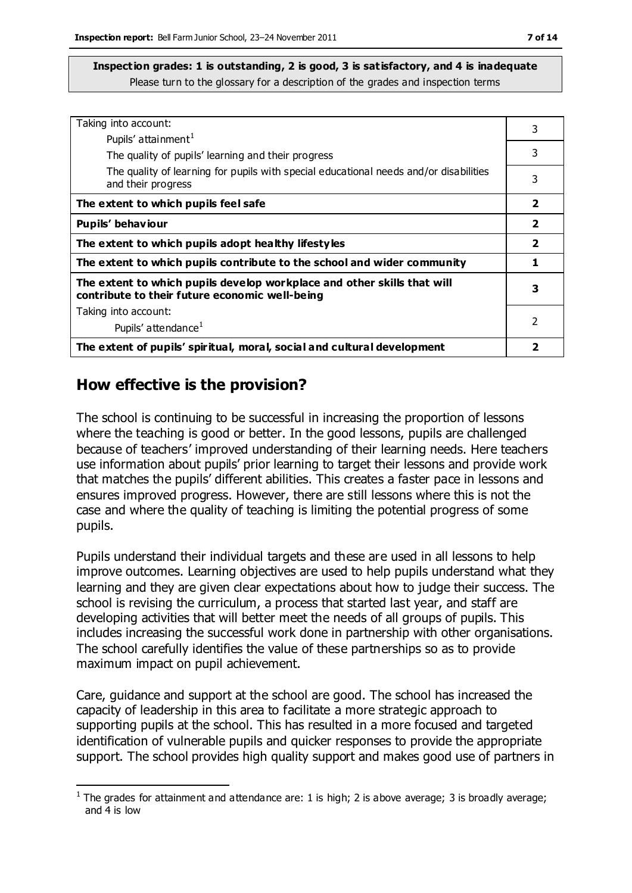**Inspection grades: 1 is outstanding, 2 is good, 3 is satisfactory, and 4 is inadequate**
Please turn to the glossary for a description of the grades and inspection terms

| | |
|---|---|
| Taking into account:<br>Pupils' attainment[1] | 3 |
| The quality of pupils' learning and their progress | 3 |
| The quality of learning for pupils with special educational needs and/or disabilities and their progress | 3 |
| **The extent to which pupils feel safe** | **2** |
| **Pupils' behaviour** | **2** |
| **The extent to which pupils adopt healthy lifestyles** | **2** |
| **The extent to which pupils contribute to the school and wider community** | **1** |
| **The extent to which pupils develop workplace and other skills that will contribute to their future economic well-being** | **3** |
| Taking into account:<br>Pupils' attendance[1] | 2 |
| **The extent of pupils' spiritual, moral, social and cultural development** | **2** |

## How effective is the provision?

The school is continuing to be successful in increasing the proportion of lessons where the teaching is good or better. In the good lessons, pupils are challenged because of teachers' improved understanding of their learning needs. Here teachers use information about pupils' prior learning to target their lessons and provide work that matches the pupils' different abilities. This creates a faster pace in lessons and ensures improved progress. However, there are still lessons where this is not the case and where the quality of teaching is limiting the potential progress of some pupils.

Pupils understand their individual targets and these are used in all lessons to help improve outcomes. Learning objectives are used to help pupils understand what they learning and they are given clear expectations about how to judge their success. The school is revising the curriculum, a process that started last year, and staff are developing activities that will better meet the needs of all groups of pupils. This includes increasing the successful work done in partnership with other organisations. The school carefully identifies the value of these partnerships so as to provide maximum impact on pupil achievement.

Care, guidance and support at the school are good. The school has increased the capacity of leadership in this area to facilitate a more strategic approach to supporting pupils at the school. This has resulted in a more focused and targeted identification of vulnerable pupils and quicker responses to provide the appropriate support. The school provides high quality support and makes good use of partners in

[1] The grades for attainment and attendance are: 1 is high; 2 is above average; 3 is broadly average; and 4 is low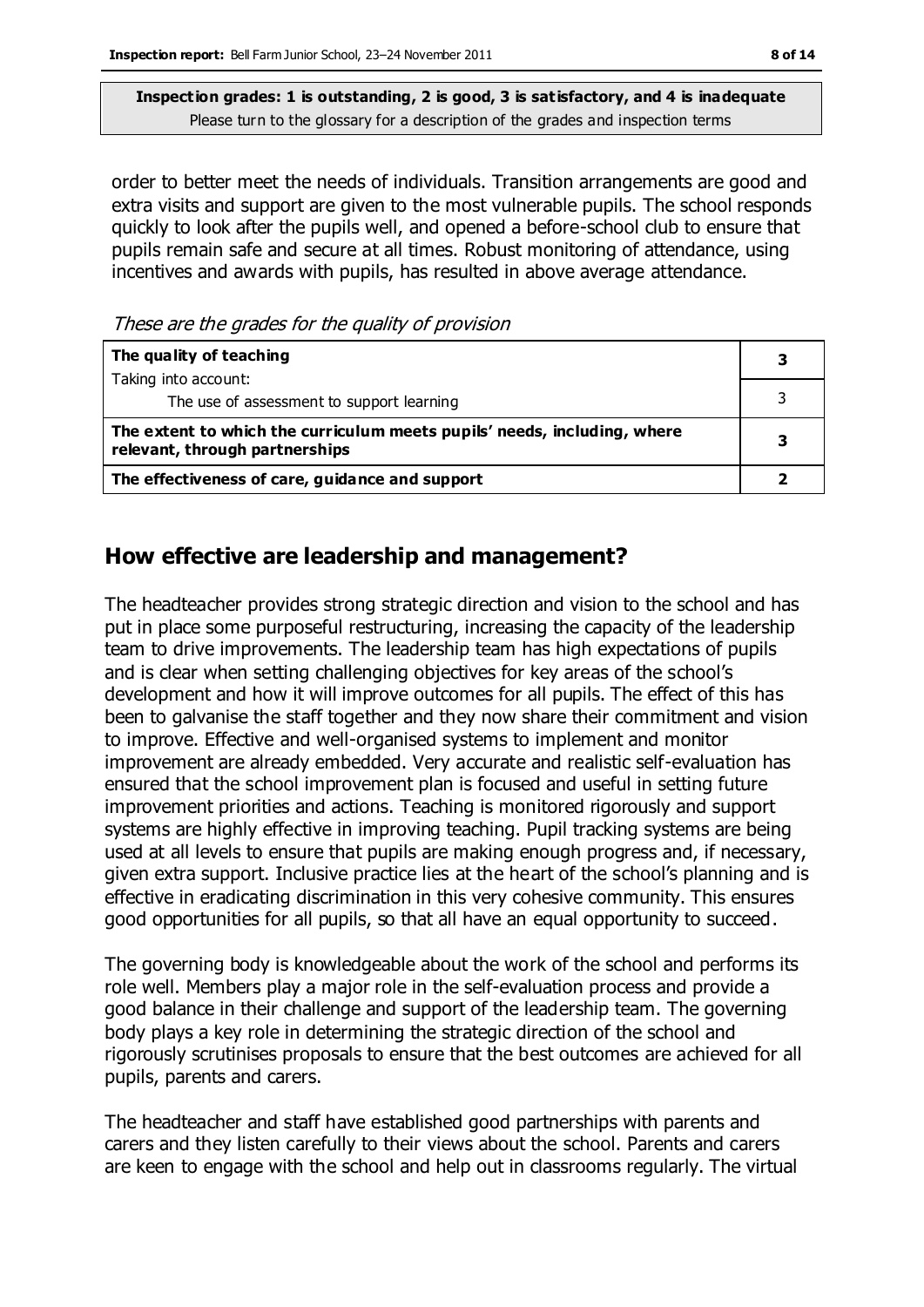**Inspection grades: 1 is outstanding, 2 is good, 3 is satisfactory, and 4 is inadequate**
Please turn to the glossary for a description of the grades and inspection terms

order to better meet the needs of individuals. Transition arrangements are good and extra visits and support are given to the most vulnerable pupils. The school responds quickly to look after the pupils well, and opened a before-school club to ensure that pupils remain safe and secure at all times. Robust monitoring of attendance, using incentives and awards with pupils, has resulted in above average attendance.

*These are the grades for the quality of provision*

| | |
|---|---|
| **The quality of teaching** | **3** |
| Taking into account: The use of assessment to support learning | 3 |
| **The extent to which the curriculum meets pupils' needs, including, where relevant, through partnerships** | **3** |
| **The effectiveness of care, guidance and support** | **2** |

## How effective are leadership and management?

The headteacher provides strong strategic direction and vision to the school and has put in place some purposeful restructuring, increasing the capacity of the leadership team to drive improvements. The leadership team has high expectations of pupils and is clear when setting challenging objectives for key areas of the school's development and how it will improve outcomes for all pupils. The effect of this has been to galvanise the staff together and they now share their commitment and vision to improve. Effective and well-organised systems to implement and monitor improvement are already embedded. Very accurate and realistic self-evaluation has ensured that the school improvement plan is focused and useful in setting future improvement priorities and actions. Teaching is monitored rigorously and support systems are highly effective in improving teaching. Pupil tracking systems are being used at all levels to ensure that pupils are making enough progress and, if necessary, given extra support. Inclusive practice lies at the heart of the school's planning and is effective in eradicating discrimination in this very cohesive community. This ensures good opportunities for all pupils, so that all have an equal opportunity to succeed.

The governing body is knowledgeable about the work of the school and performs its role well. Members play a major role in the self-evaluation process and provide a good balance in their challenge and support of the leadership team. The governing body plays a key role in determining the strategic direction of the school and rigorously scrutinises proposals to ensure that the best outcomes are achieved for all pupils, parents and carers.

The headteacher and staff have established good partnerships with parents and carers and they listen carefully to their views about the school. Parents and carers are keen to engage with the school and help out in classrooms regularly. The virtual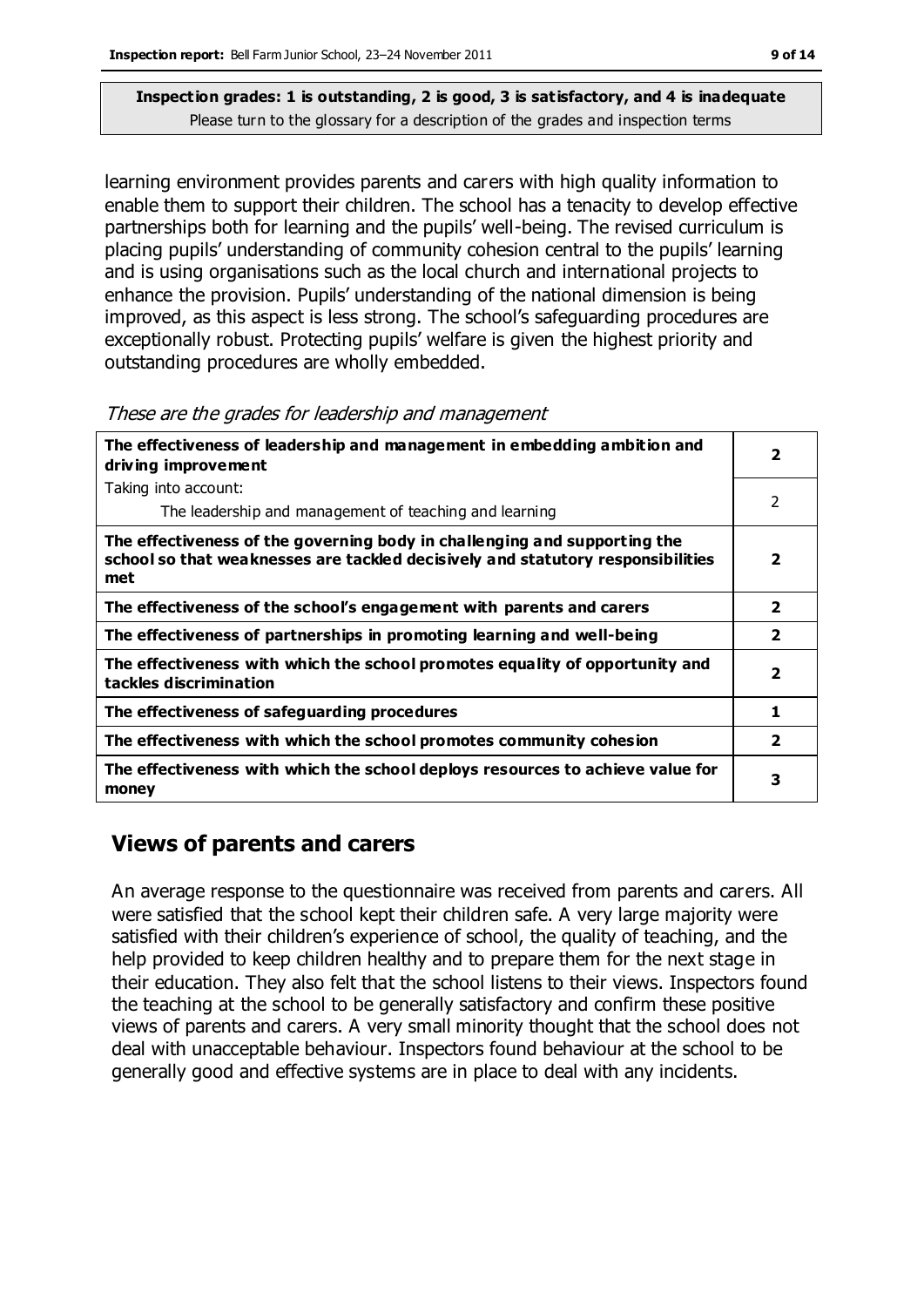**Inspection grades: 1 is outstanding, 2 is good, 3 is satisfactory, and 4 is inadequate**
Please turn to the glossary for a description of the grades and inspection terms

learning environment provides parents and carers with high quality information to enable them to support their children. The school has a tenacity to develop effective partnerships both for learning and the pupils' well-being. The revised curriculum is placing pupils' understanding of community cohesion central to the pupils' learning and is using organisations such as the local church and international projects to enhance the provision. Pupils' understanding of the national dimension is being improved, as this aspect is less strong. The school's safeguarding procedures are exceptionally robust. Protecting pupils' welfare is given the highest priority and outstanding procedures are wholly embedded.

*These are the grades for leadership and management*

| | |
|---|---|
| **The effectiveness of leadership and management in embedding ambition and driving improvement** | **2** |
| Taking into account:<br>The leadership and management of teaching and learning | 2 |
| **The effectiveness of the governing body in challenging and supporting the school so that weaknesses are tackled decisively and statutory responsibilities met** | **2** |
| **The effectiveness of the school's engagement with parents and carers** | **2** |
| **The effectiveness of partnerships in promoting learning and well-being** | **2** |
| **The effectiveness with which the school promotes equality of opportunity and tackles discrimination** | **2** |
| **The effectiveness of safeguarding procedures** | **1** |
| **The effectiveness with which the school promotes community cohesion** | **2** |
| **The effectiveness with which the school deploys resources to achieve value for money** | **3** |

## Views of parents and carers

An average response to the questionnaire was received from parents and carers. All were satisfied that the school kept their children safe. A very large majority were satisfied with their children's experience of school, the quality of teaching, and the help provided to keep children healthy and to prepare them for the next stage in their education. They also felt that the school listens to their views. Inspectors found the teaching at the school to be generally satisfactory and confirm these positive views of parents and carers. A very small minority thought that the school does not deal with unacceptable behaviour. Inspectors found behaviour at the school to be generally good and effective systems are in place to deal with any incidents.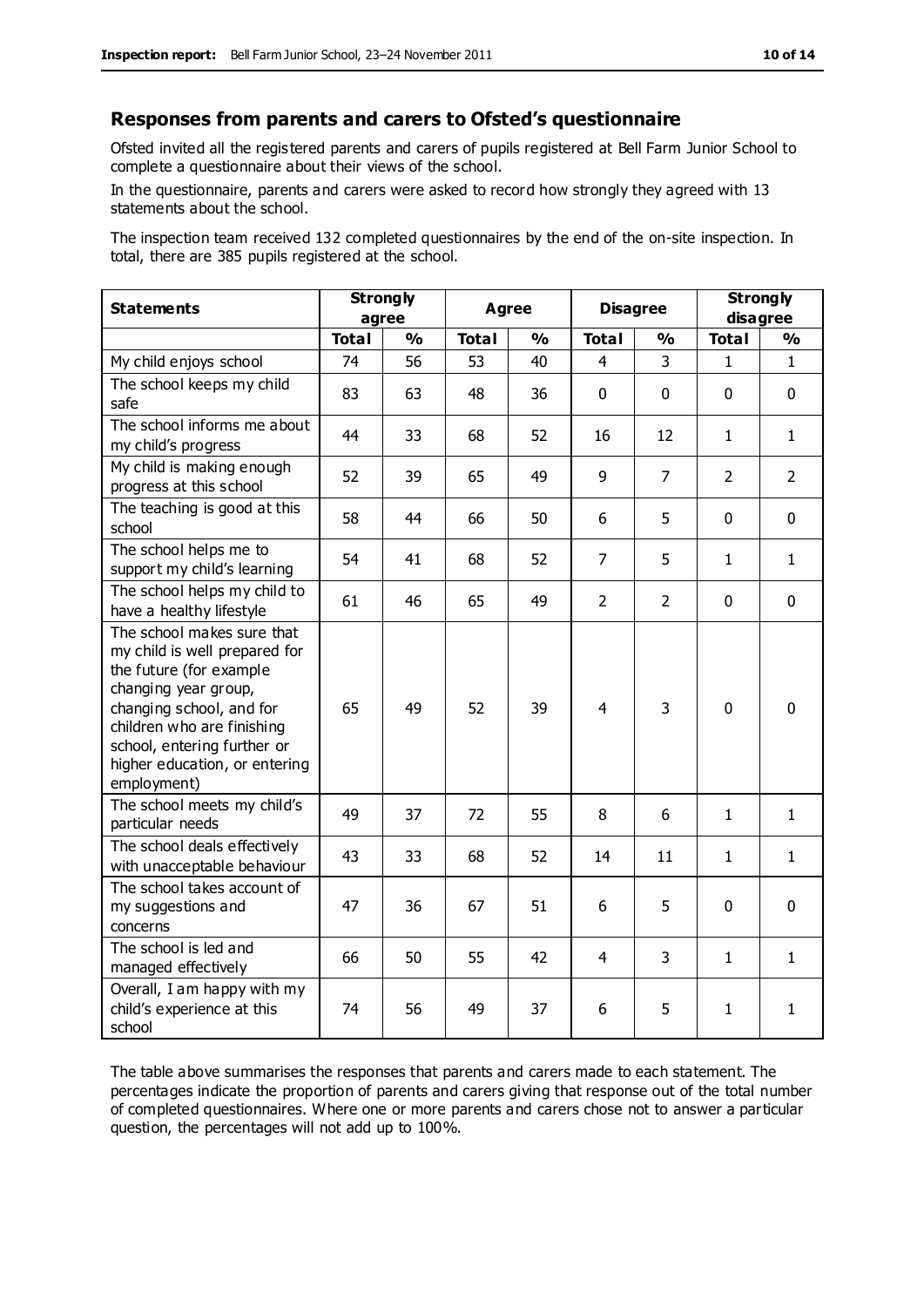## Responses from parents and carers to Ofsted's questionnaire

Ofsted invited all the registered parents and carers of pupils registered at Bell Farm Junior School to complete a questionnaire about their views of the school.

In the questionnaire, parents and carers were asked to record how strongly they agreed with 13 statements about the school.

The inspection team received 132 completed questionnaires by the end of the on-site inspection. In total, there are 385 pupils registered at the school.

| Statements | Strongly agree | | Agree | | Disagree | | Strongly disagree | |
|---|---|---|---|---|---|---|---|---|
| | **Total** | **%** | **Total** | **%** | **Total** | **%** | **Total** | **%** |
| My child enjoys school | 74 | 56 | 53 | 40 | 4 | 3 | 1 | 1 |
| The school keeps my child safe | 83 | 63 | 48 | 36 | 0 | 0 | 0 | 0 |
| The school informs me about my child's progress | 44 | 33 | 68 | 52 | 16 | 12 | 1 | 1 |
| My child is making enough progress at this school | 52 | 39 | 65 | 49 | 9 | 7 | 2 | 2 |
| The teaching is good at this school | 58 | 44 | 66 | 50 | 6 | 5 | 0 | 0 |
| The school helps me to support my child's learning | 54 | 41 | 68 | 52 | 7 | 5 | 1 | 1 |
| The school helps my child to have a healthy lifestyle | 61 | 46 | 65 | 49 | 2 | 2 | 0 | 0 |
| The school makes sure that my child is well prepared for the future (for example changing year group, changing school, and for children who are finishing school, entering further or higher education, or entering employment) | 65 | 49 | 52 | 39 | 4 | 3 | 0 | 0 |
| The school meets my child's particular needs | 49 | 37 | 72 | 55 | 8 | 6 | 1 | 1 |
| The school deals effectively with unacceptable behaviour | 43 | 33 | 68 | 52 | 14 | 11 | 1 | 1 |
| The school takes account of my suggestions and concerns | 47 | 36 | 67 | 51 | 6 | 5 | 0 | 0 |
| The school is led and managed effectively | 66 | 50 | 55 | 42 | 4 | 3 | 1 | 1 |
| Overall, I am happy with my child's experience at this school | 74 | 56 | 49 | 37 | 6 | 5 | 1 | 1 |

The table above summarises the responses that parents and carers made to each statement. The percentages indicate the proportion of parents and carers giving that response out of the total number of completed questionnaires. Where one or more parents and carers chose not to answer a particular question, the percentages will not add up to 100%.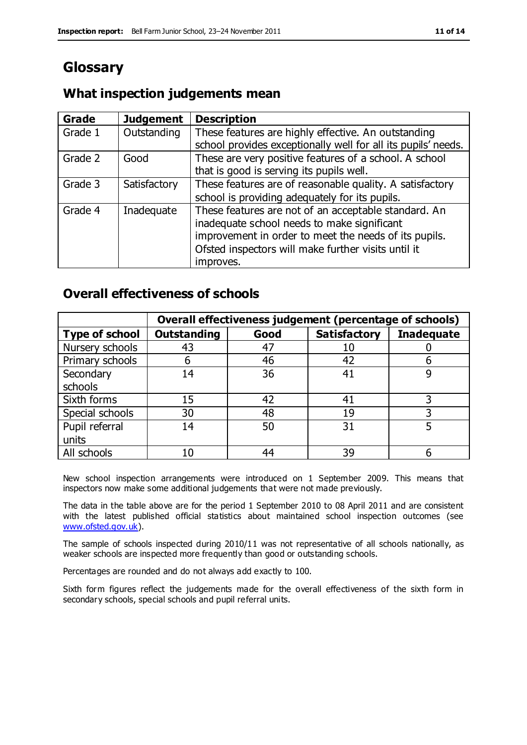# Glossary

## What inspection judgements mean

| Grade | Judgement | Description |
|---|---|---|
| Grade 1 | Outstanding | These features are highly effective. An outstanding school provides exceptionally well for all its pupils' needs. |
| Grade 2 | Good | These are very positive features of a school. A school that is good is serving its pupils well. |
| Grade 3 | Satisfactory | These features are of reasonable quality. A satisfactory school is providing adequately for its pupils. |
| Grade 4 | Inadequate | These features are not of an acceptable standard. An inadequate school needs to make significant improvement in order to meet the needs of its pupils. Ofsted inspectors will make further visits until it improves. |

## Overall effectiveness of schools

| | Overall effectiveness judgement (percentage of schools) | | | |
|---|---|---|---|---|
| **Type of school** | **Outstanding** | **Good** | **Satisfactory** | **Inadequate** |
| Nursery schools | 43 | 47 | 10 | 0 |
| Primary schools | 6 | 46 | 42 | 6 |
| Secondary schools | 14 | 36 | 41 | 9 |
| Sixth forms | 15 | 42 | 41 | 3 |
| Special schools | 30 | 48 | 19 | 3 |
| Pupil referral units | 14 | 50 | 31 | 5 |
| All schools | 10 | 44 | 39 | 6 |

New school inspection arrangements were introduced on 1 September 2009. This means that inspectors now make some additional judgements that were not made previously.

The data in the table above are for the period 1 September 2010 to 08 April 2011 and are consistent with the latest published official statistics about maintained school inspection outcomes (see www.ofsted.gov.uk).

The sample of schools inspected during 2010/11 was not representative of all schools nationally, as weaker schools are inspected more frequently than good or outstanding schools.

Percentages are rounded and do not always add exactly to 100.

Sixth form figures reflect the judgements made for the overall effectiveness of the sixth form in secondary schools, special schools and pupil referral units.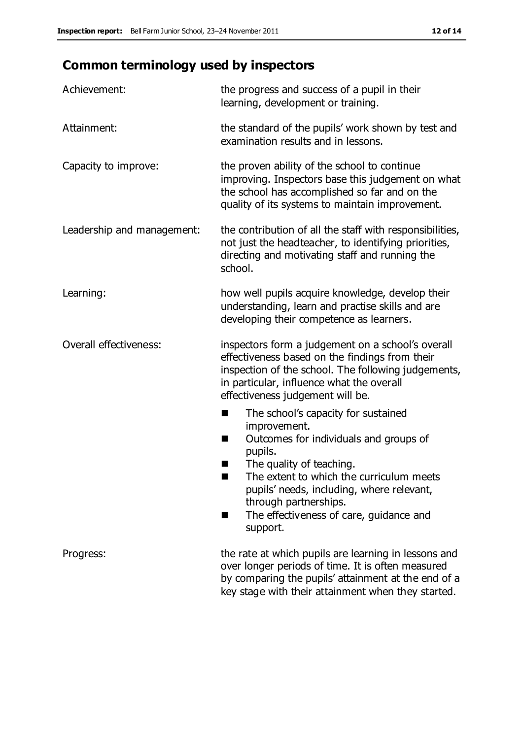## Common terminology used by inspectors

| | |
|---|---|
| Achievement: | the progress and success of a pupil in their learning, development or training. |
| Attainment: | the standard of the pupils' work shown by test and examination results and in lessons. |
| Capacity to improve: | the proven ability of the school to continue improving. Inspectors base this judgement on what the school has accomplished so far and on the quality of its systems to maintain improvement. |
| Leadership and management: | the contribution of all the staff with responsibilities, not just the headteacher, to identifying priorities, directing and motivating staff and running the school. |
| Learning: | how well pupils acquire knowledge, develop their understanding, learn and practise skills and are developing their competence as learners. |
| Overall effectiveness: | inspectors form a judgement on a school's overall effectiveness based on the findings from their inspection of the school. The following judgements, in particular, influence what the overall effectiveness judgement will be. <br>■ The school's capacity for sustained improvement. <br>■ Outcomes for individuals and groups of pupils. <br>■ The quality of teaching. <br>■ The extent to which the curriculum meets pupils' needs, including, where relevant, through partnerships. <br>■ The effectiveness of care, guidance and support. |
| Progress: | the rate at which pupils are learning in lessons and over longer periods of time. It is often measured by comparing the pupils' attainment at the end of a key stage with their attainment when they started. |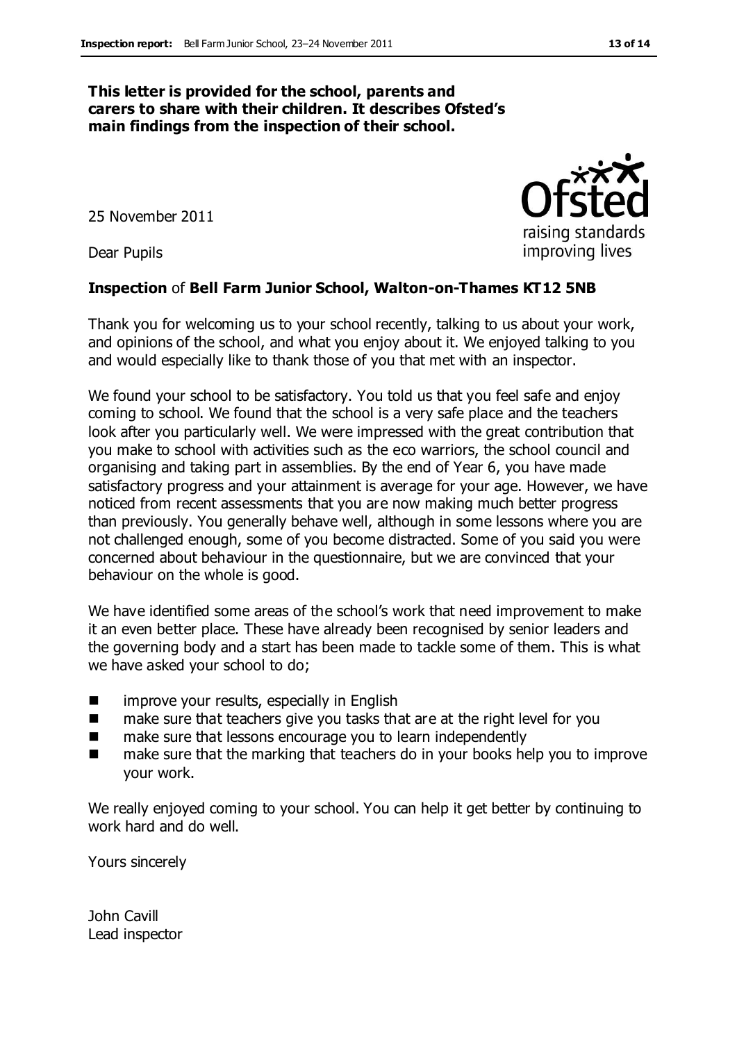**This letter is provided for the school, parents and carers to share with their children. It describes Ofsted's main findings from the inspection of their school.**

25 November 2011

Dear Pupils

**Inspection** of **Bell Farm Junior School, Walton-on-Thames KT12 5NB**

Thank you for welcoming us to your school recently, talking to us about your work, and opinions of the school, and what you enjoy about it. We enjoyed talking to you and would especially like to thank those of you that met with an inspector.

We found your school to be satisfactory. You told us that you feel safe and enjoy coming to school. We found that the school is a very safe place and the teachers look after you particularly well. We were impressed with the great contribution that you make to school with activities such as the eco warriors, the school council and organising and taking part in assemblies. By the end of Year 6, you have made satisfactory progress and your attainment is average for your age. However, we have noticed from recent assessments that you are now making much better progress than previously. You generally behave well, although in some lessons where you are not challenged enough, some of you become distracted. Some of you said you were concerned about behaviour in the questionnaire, but we are convinced that your behaviour on the whole is good.

We have identified some areas of the school's work that need improvement to make it an even better place. These have already been recognised by senior leaders and the governing body and a start has been made to tackle some of them. This is what we have asked your school to do;

- improve your results, especially in English
- make sure that teachers give you tasks that are at the right level for you
- make sure that lessons encourage you to learn independently
- make sure that the marking that teachers do in your books help you to improve your work.

We really enjoyed coming to your school. You can help it get better by continuing to work hard and do well.

Yours sincerely

John Cavill
Lead inspector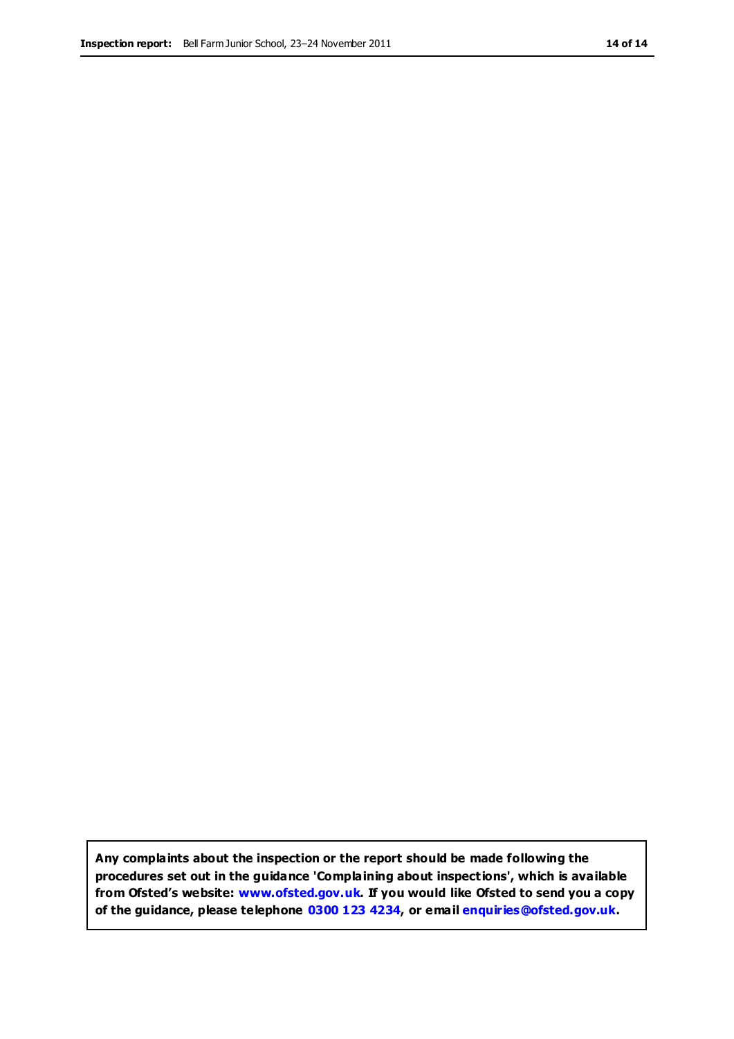**Any complaints about the inspection or the report should be made following the procedures set out in the guidance 'Complaining about inspections', which is available from Ofsted's website: www.ofsted.gov.uk. If you would like Ofsted to send you a copy of the guidance, please telephone 0300 123 4234, or email enquiries@ofsted.gov.uk.**